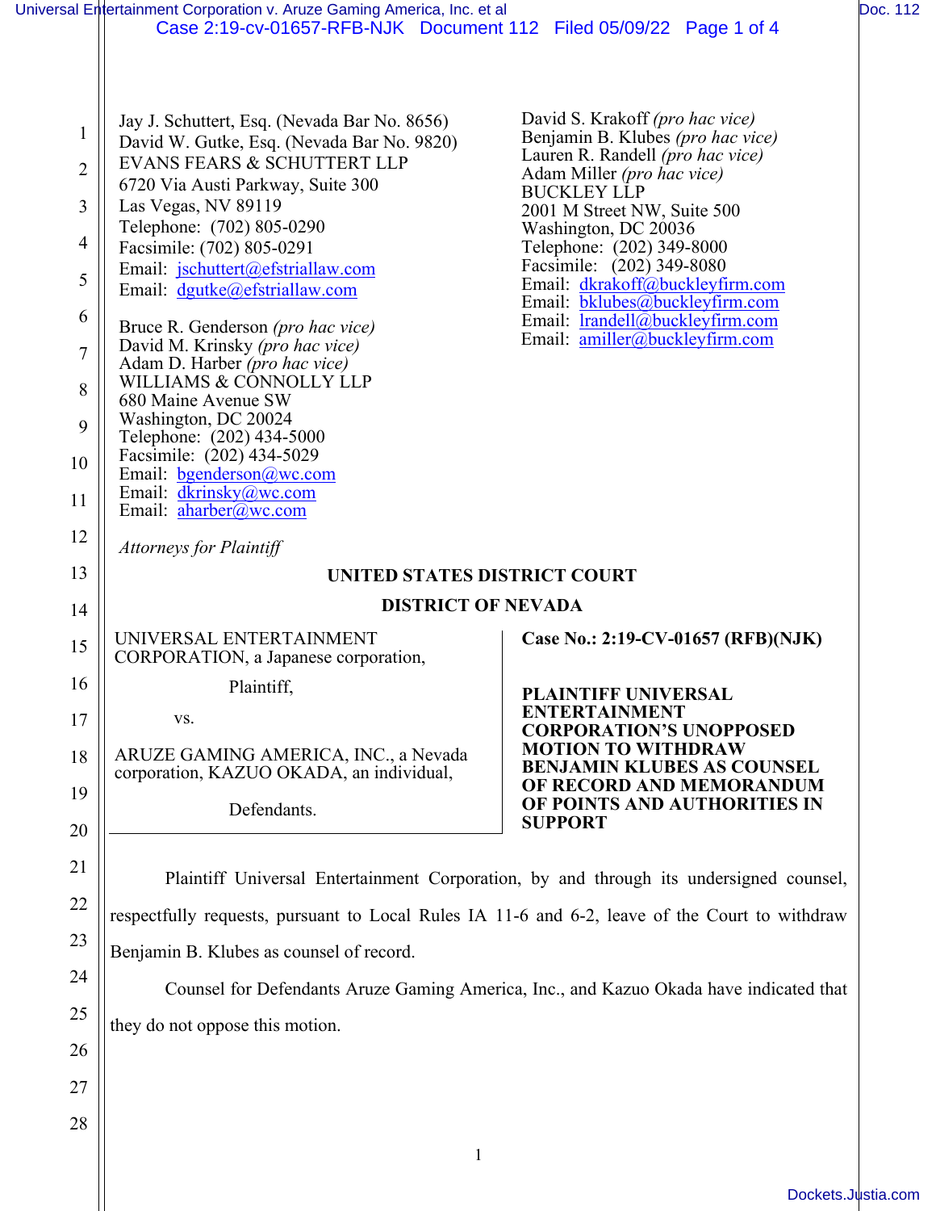Jay J. Schuttert, Esq. (Nevada Bar No. 8656)
David W. Gutke, Esq. (Nevada Bar No. 9820)
EVANS FEARS & SCHUTTERT LLP
6720 Via Austi Parkway, Suite 300
Las Vegas, NV 89119
Telephone: (702) 805-0290
Facsimile: (702) 805-0291
Email: jschuttert@efstriallaw.com
Email: dgutke@efstriallaw.com

Bruce R. Genderson *(pro hac vice)*
David M. Krinsky *(pro hac vice)*
Adam D. Harber *(pro hac vice)*
WILLIAMS & CONNOLLY LLP
680 Maine Avenue SW
Washington, DC 20024
Telephone: (202) 434-5000
Facsimile: (202) 434-5029
Email: bgenderson@wc.com
Email: dkrinsky@wc.com
Email: aharber@wc.com

David S. Krakoff *(pro hac vice)*
Benjamin B. Klubes *(pro hac vice)*
Lauren R. Randell *(pro hac vice)*
Adam Miller *(pro hac vice)*
BUCKLEY LLP
2001 M Street NW, Suite 500
Washington, DC 20036
Telephone: (202) 349-8000
Facsimile: (202) 349-8080
Email: dkrakoff@buckleyfirm.com
Email: bklubes@buckleyfirm.com
Email: lrandell@buckleyfirm.com
Email: amiller@buckleyfirm.com

*Attorneys for Plaintiff*

**UNITED STATES DISTRICT COURT**

**DISTRICT OF NEVADA**

UNIVERSAL ENTERTAINMENT CORPORATION, a Japanese corporation,

Plaintiff,

vs.

ARUZE GAMING AMERICA, INC., a Nevada corporation, KAZUO OKADA, an individual,

Defendants.

**Case No.: 2:19-CV-01657 (RFB)(NJK)**

**PLAINTIFF UNIVERSAL ENTERTAINMENT CORPORATION'S UNOPPOSED MOTION TO WITHDRAW BENJAMIN KLUBES AS COUNSEL OF RECORD AND MEMORANDUM OF POINTS AND AUTHORITIES IN SUPPORT**

Plaintiff Universal Entertainment Corporation, by and through its undersigned counsel, respectfully requests, pursuant to Local Rules IA 11-6 and 6-2, leave of the Court to withdraw Benjamin B. Klubes as counsel of record.

Counsel for Defendants Aruze Gaming America, Inc., and Kazuo Okada have indicated that they do not oppose this motion.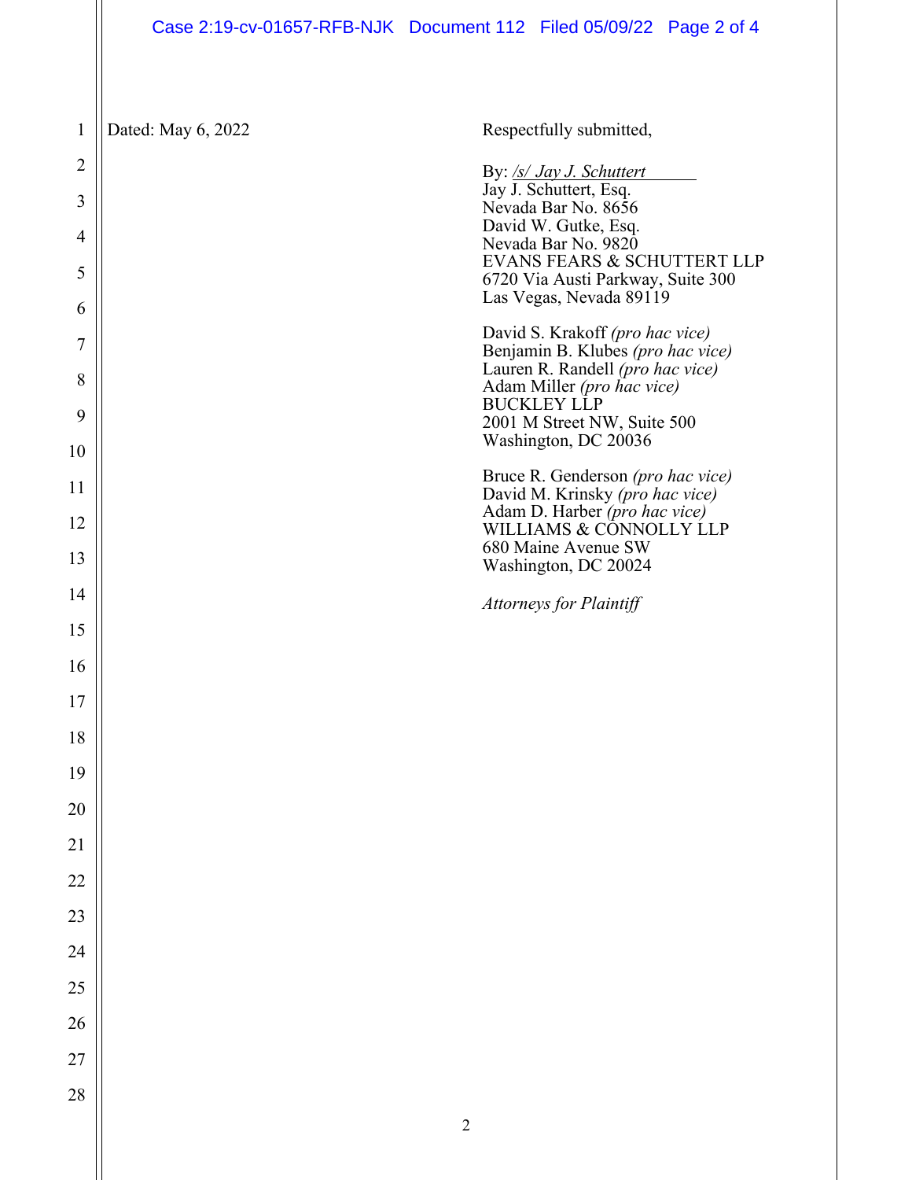Dated: May 6, 2022

Respectfully submitted,

By: /s/ Jay J. Schuttert
Jay J. Schuttert, Esq.
Nevada Bar No. 8656
David W. Gutke, Esq.
Nevada Bar No. 9820
EVANS FEARS & SCHUTTERT LLP
6720 Via Austi Parkway, Suite 300
Las Vegas, Nevada 89119

David S. Krakoff *(pro hac vice)*
Benjamin B. Klubes *(pro hac vice)*
Lauren R. Randell *(pro hac vice)*
Adam Miller *(pro hac vice)*
BUCKLEY LLP
2001 M Street NW, Suite 500
Washington, DC 20036

Bruce R. Genderson *(pro hac vice)*
David M. Krinsky *(pro hac vice)*
Adam D. Harber *(pro hac vice)*
WILLIAMS & CONNOLLY LLP
680 Maine Avenue SW
Washington, DC 20024

*Attorneys for Plaintiff*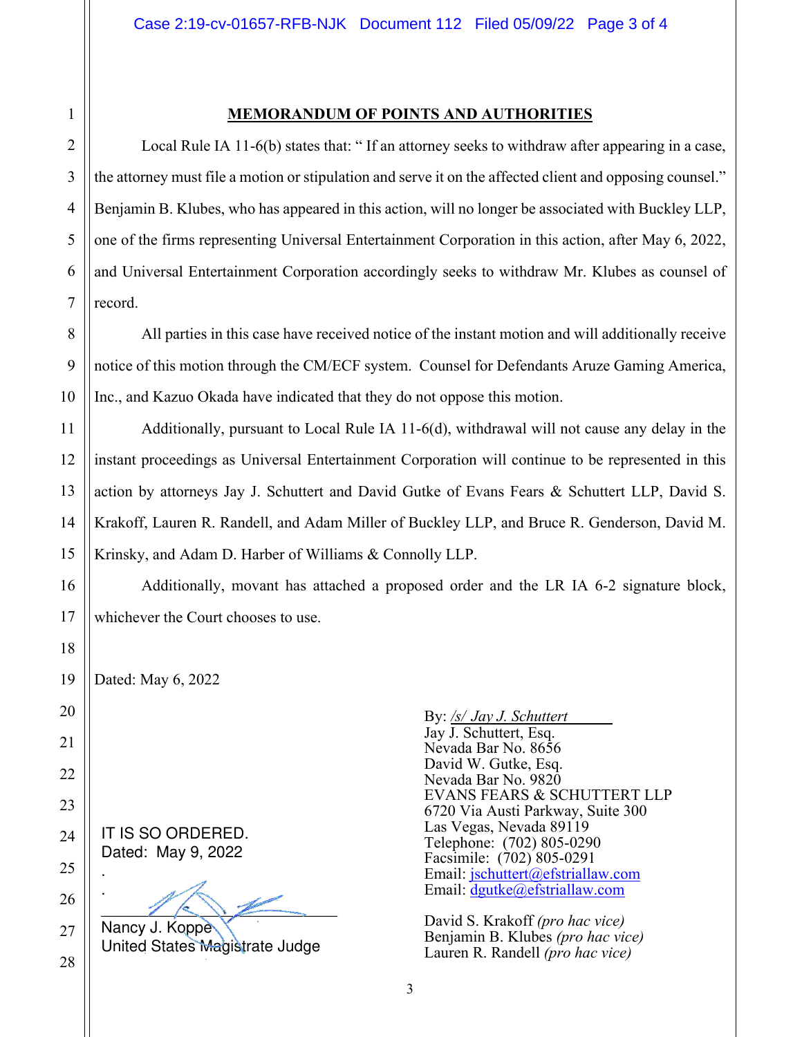## MEMORANDUM OF POINTS AND AUTHORITIES

Local Rule IA 11-6(b) states that: " If an attorney seeks to withdraw after appearing in a case, the attorney must file a motion or stipulation and serve it on the affected client and opposing counsel." Benjamin B. Klubes, who has appeared in this action, will no longer be associated with Buckley LLP, one of the firms representing Universal Entertainment Corporation in this action, after May 6, 2022, and Universal Entertainment Corporation accordingly seeks to withdraw Mr. Klubes as counsel of record.

All parties in this case have received notice of the instant motion and will additionally receive notice of this motion through the CM/ECF system. Counsel for Defendants Aruze Gaming America, Inc., and Kazuo Okada have indicated that they do not oppose this motion.

Additionally, pursuant to Local Rule IA 11-6(d), withdrawal will not cause any delay in the instant proceedings as Universal Entertainment Corporation will continue to be represented in this action by attorneys Jay J. Schuttert and David Gutke of Evans Fears & Schuttert LLP, David S. Krakoff, Lauren R. Randell, and Adam Miller of Buckley LLP, and Bruce R. Genderson, David M. Krinsky, and Adam D. Harber of Williams & Connolly LLP.

Additionally, movant has attached a proposed order and the LR IA 6-2 signature block, whichever the Court chooses to use.

Dated: May 6, 2022

By: */s/ Jay J. Schuttert*
Jay J. Schuttert, Esq.
Nevada Bar No. 8656
David W. Gutke, Esq.
Nevada Bar No. 9820
EVANS FEARS & SCHUTTERT LLP
6720 Via Austi Parkway, Suite 300
Las Vegas, Nevada 89119
Telephone: (702) 805-0290
Facsimile: (702) 805-0291
Email: jschuttert@efstriallaw.com
Email: dgutke@efstriallaw.com

David S. Krakoff *(pro hac vice)*
Benjamin B. Klubes *(pro hac vice)*
Lauren R. Randell *(pro hac vice)*

IT IS SO ORDERED.
Dated: May 9, 2022

Nancy J. Koppe
United States Magistrate Judge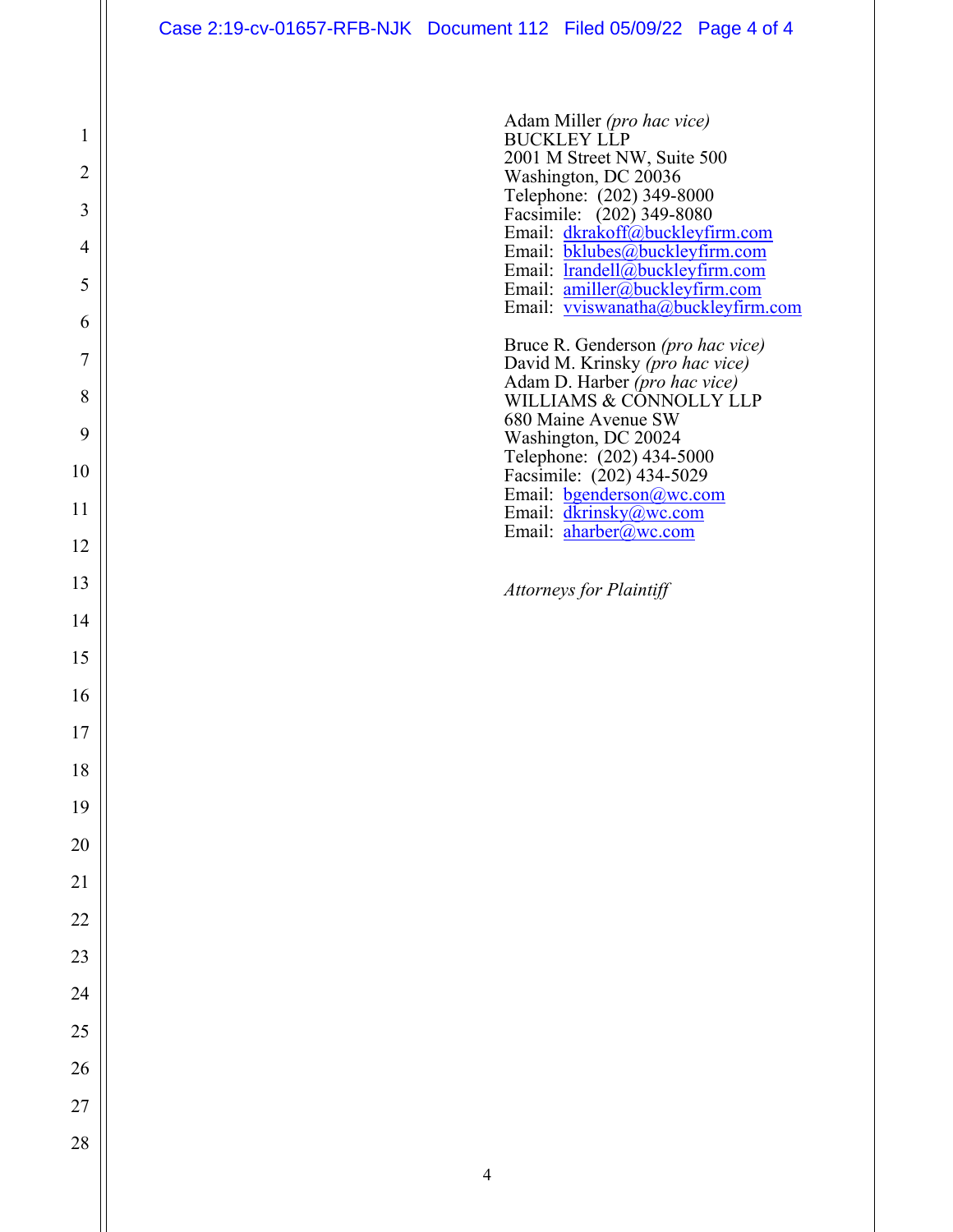Adam Miller *(pro hac vice)*
BUCKLEY LLP
2001 M Street NW, Suite 500
Washington, DC 20036
Telephone: (202) 349-8000
Facsimile: (202) 349-8080
Email: dkrakoff@buckleyfirm.com
Email: bklubes@buckleyfirm.com
Email: lrandell@buckleyfirm.com
Email: amiller@buckleyfirm.com
Email: vviswanatha@buckleyfirm.com

Bruce R. Genderson *(pro hac vice)*
David M. Krinsky *(pro hac vice)*
Adam D. Harber *(pro hac vice)*
WILLIAMS & CONNOLLY LLP
680 Maine Avenue SW
Washington, DC 20024
Telephone: (202) 434-5000
Facsimile: (202) 434-5029
Email: bgenderson@wc.com
Email: dkrinsky@wc.com
Email: aharber@wc.com

*Attorneys for Plaintiff*